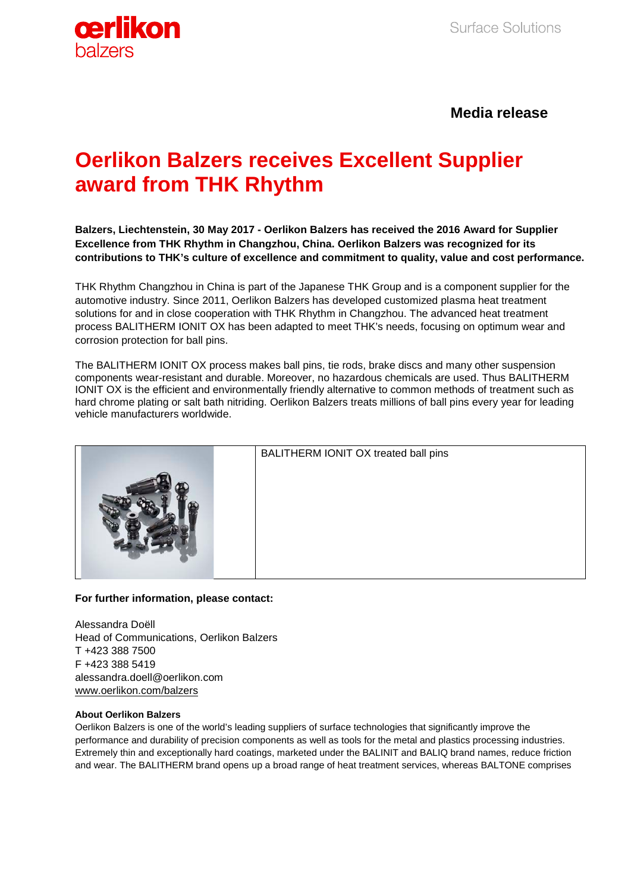**Media release**

# Oerlikon Balzers receives Excellent Supplier award from THK Rhythm

**Balzers, Liechtenstein, 30 May 2017 - Oerlikon Balzers has received the 2016 Award for Supplier Excellence from THK Rhythm in Changzhou, China. Oerlikon Balzers was recognized for its contributions to THK's culture of excellence and commitment to quality, value and cost performance.**

THK Rhythm Changzhou in China is part of the Japanese THK Group and is a component supplier for the automotive industry. Since 2011, Oerlikon Balzers has developed customized plasma heat treatment solutions for and in close cooperation with THK Rhythm in Changzhou. The advanced heat treatment process BALITHERM IONIT OX has been adapted to meet THK's needs, focusing on optimum wear and corrosion protection for ball pins.

The BALITHERM IONIT OX process makes ball pins, tie rods, brake discs and many other suspension components wear-resistant and durable. Moreover, no hazardous chemicals are used. Thus BALITHERM IONIT OX is the efficient and environmentally friendly alternative to common methods of treatment such as hard chrome plating or salt bath nitriding. Oerlikon Balzers treats millions of ball pins every year for leading vehicle manufacturers worldwide.

BALITHERM IONIT OX treated ball pins

**For further information, please contact:**

Alessandra Doëll
Head of Communications, Oerlikon Balzers
T +423 388 7500
F +423 388 5419
alessandra.doell@oerlikon.com
www.oerlikon.com/balzers

**About Oerlikon Balzers**

Oerlikon Balzers is one of the world's leading suppliers of surface technologies that significantly improve the performance and durability of precision components as well as tools for the metal and plastics processing industries. Extremely thin and exceptionally hard coatings, marketed under the BALINIT and BALIQ brand names, reduce friction and wear. The BALITHERM brand opens up a broad range of heat treatment services, whereas BALTONE comprises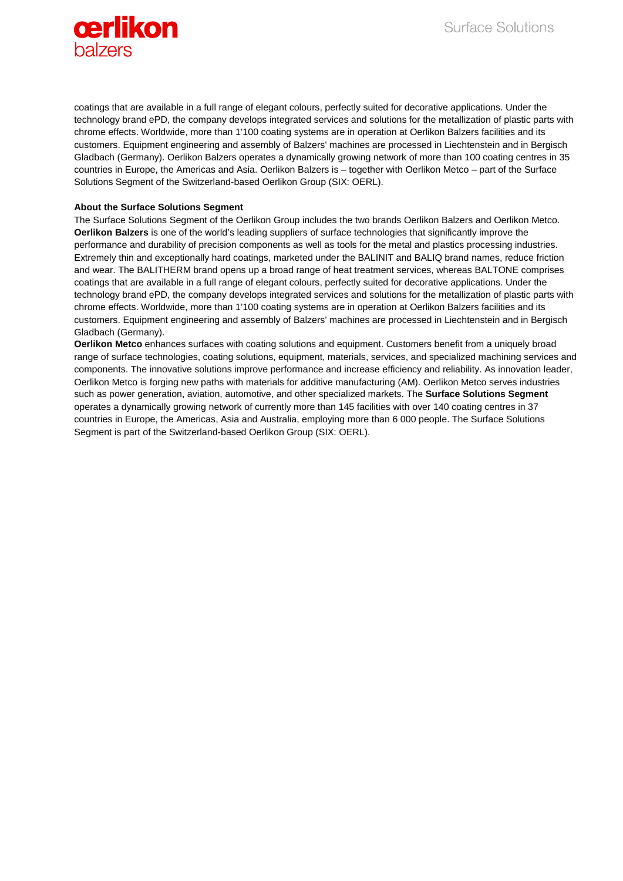coatings that are available in a full range of elegant colours, perfectly suited for decorative applications. Under the technology brand ePD, the company develops integrated services and solutions for the metallization of plastic parts with chrome effects. Worldwide, more than 1'100 coating systems are in operation at Oerlikon Balzers facilities and its customers. Equipment engineering and assembly of Balzers' machines are processed in Liechtenstein and in Bergisch Gladbach (Germany). Oerlikon Balzers operates a dynamically growing network of more than 100 coating centres in 35 countries in Europe, the Americas and Asia. Oerlikon Balzers is – together with Oerlikon Metco – part of the Surface Solutions Segment of the Switzerland-based Oerlikon Group (SIX: OERL).

**About the Surface Solutions Segment**

The Surface Solutions Segment of the Oerlikon Group includes the two brands Oerlikon Balzers and Oerlikon Metco. **Oerlikon Balzers** is one of the world's leading suppliers of surface technologies that significantly improve the performance and durability of precision components as well as tools for the metal and plastics processing industries. Extremely thin and exceptionally hard coatings, marketed under the BALINIT and BALIQ brand names, reduce friction and wear. The BALITHERM brand opens up a broad range of heat treatment services, whereas BALTONE comprises coatings that are available in a full range of elegant colours, perfectly suited for decorative applications. Under the technology brand ePD, the company develops integrated services and solutions for the metallization of plastic parts with chrome effects. Worldwide, more than 1'100 coating systems are in operation at Oerlikon Balzers facilities and its customers. Equipment engineering and assembly of Balzers' machines are processed in Liechtenstein and in Bergisch Gladbach (Germany).

**Oerlikon Metco** enhances surfaces with coating solutions and equipment. Customers benefit from a uniquely broad range of surface technologies, coating solutions, equipment, materials, services, and specialized machining services and components. The innovative solutions improve performance and increase efficiency and reliability. As innovation leader, Oerlikon Metco is forging new paths with materials for additive manufacturing (AM). Oerlikon Metco serves industries such as power generation, aviation, automotive, and other specialized markets. The **Surface Solutions Segment** operates a dynamically growing network of currently more than 145 facilities with over 140 coating centres in 37 countries in Europe, the Americas, Asia and Australia, employing more than 6 000 people. The Surface Solutions Segment is part of the Switzerland-based Oerlikon Group (SIX: OERL).